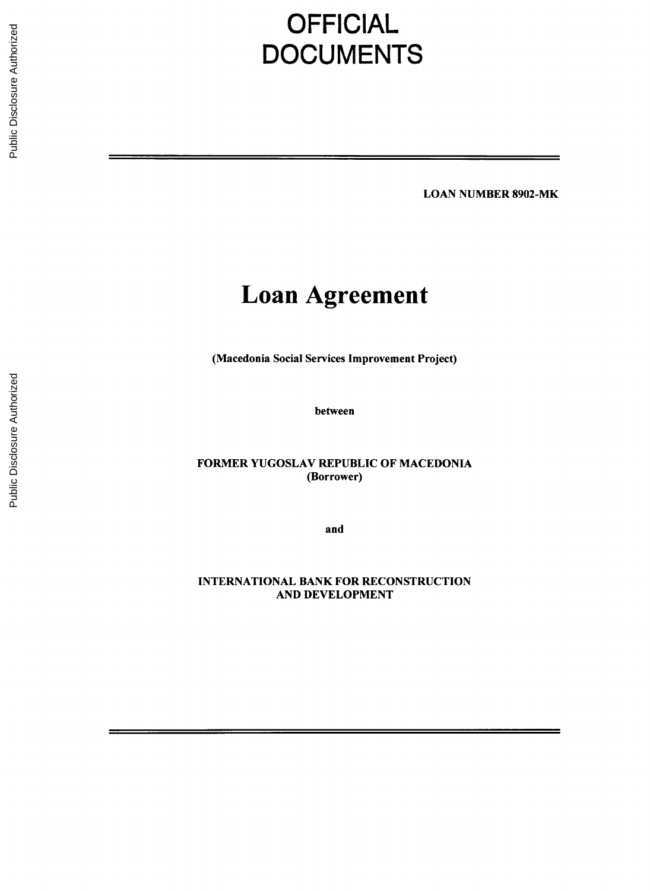# OFFICIAL DOCUMENTS

**LOAN NUMBER 8902-MK**

# Loan Agreement

**(Macedonia Social Services Improvement Project)**

**between**

**FORMER YUGOSLAV REPUBLIC OF MACEDONIA**
**(Borrower)**

**and**

**INTERNATIONAL BANK FOR RECONSTRUCTION AND DEVELOPMENT**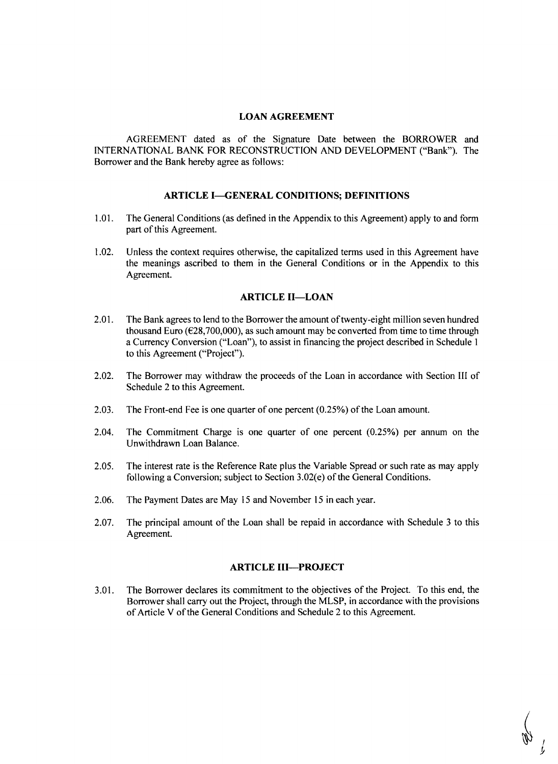# LOAN AGREEMENT

AGREEMENT dated as of the Signature Date between the BORROWER and INTERNATIONAL BANK FOR RECONSTRUCTION AND DEVELOPMENT ("Bank"). The Borrower and the Bank hereby agree as follows:

## ARTICLE I—GENERAL CONDITIONS; DEFINITIONS

1.01. The General Conditions (as defined in the Appendix to this Agreement) apply to and form part of this Agreement.

1.02. Unless the context requires otherwise, the capitalized terms used in this Agreement have the meanings ascribed to them in the General Conditions or in the Appendix to this Agreement.

## ARTICLE II—LOAN

2.01. The Bank agrees to lend to the Borrower the amount of twenty-eight million seven hundred thousand Euro (€28,700,000), as such amount may be converted from time to time through a Currency Conversion ("Loan"), to assist in financing the project described in Schedule 1 to this Agreement ("Project").

2.02. The Borrower may withdraw the proceeds of the Loan in accordance with Section III of Schedule 2 to this Agreement.

2.03. The Front-end Fee is one quarter of one percent (0.25%) of the Loan amount.

2.04. The Commitment Charge is one quarter of one percent (0.25%) per annum on the Unwithdrawn Loan Balance.

2.05. The interest rate is the Reference Rate plus the Variable Spread or such rate as may apply following a Conversion; subject to Section 3.02(e) of the General Conditions.

2.06. The Payment Dates are May 15 and November 15 in each year.

2.07. The principal amount of the Loan shall be repaid in accordance with Schedule 3 to this Agreement.

## ARTICLE III—PROJECT

3.01. The Borrower declares its commitment to the objectives of the Project. To this end, the Borrower shall carry out the Project, through the MLSP, in accordance with the provisions of Article V of the General Conditions and Schedule 2 to this Agreement.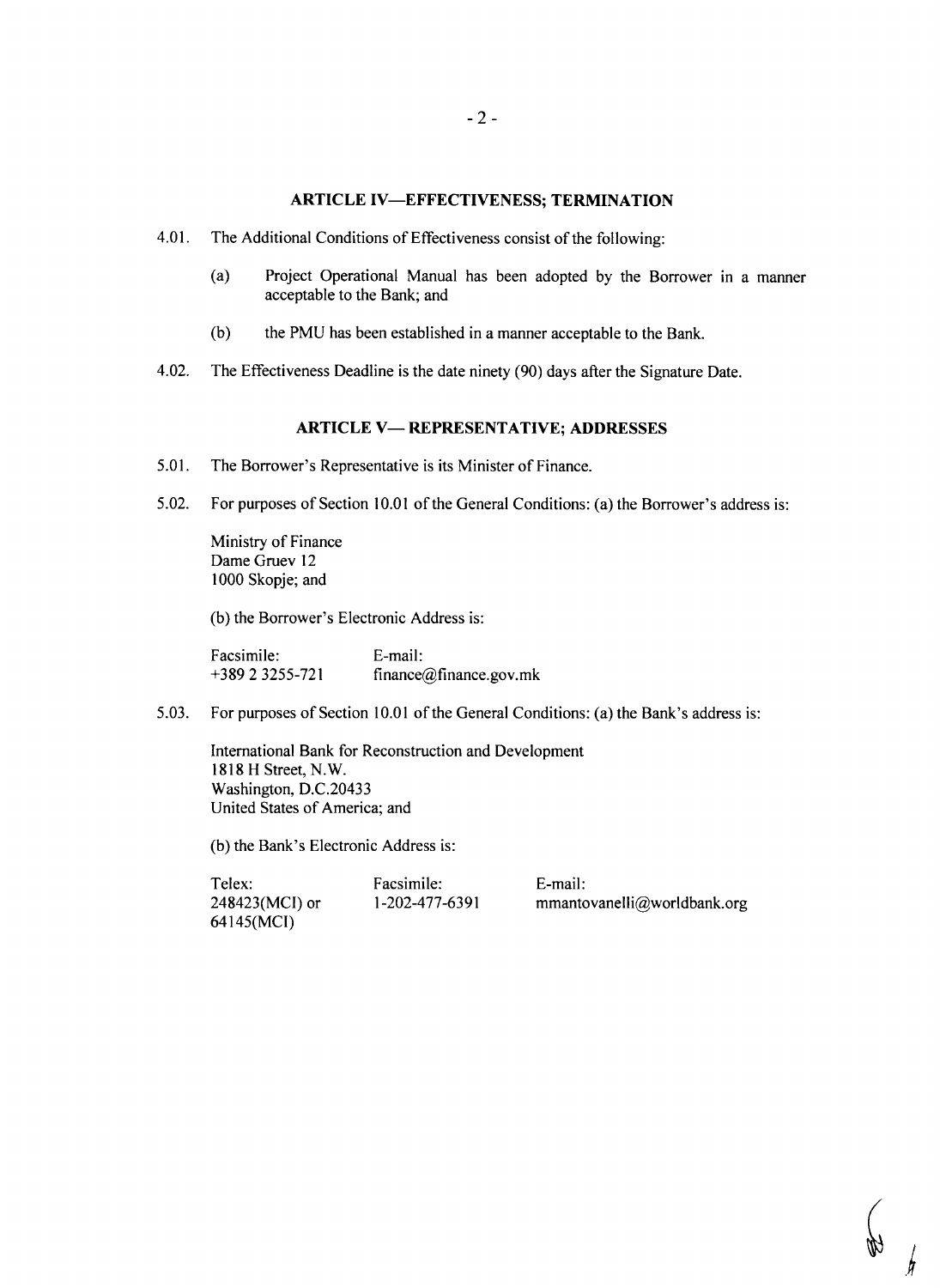## ARTICLE IV—EFFECTIVENESS; TERMINATION

4.01. The Additional Conditions of Effectiveness consist of the following:

(a) Project Operational Manual has been adopted by the Borrower in a manner acceptable to the Bank; and

(b) the PMU has been established in a manner acceptable to the Bank.

4.02. The Effectiveness Deadline is the date ninety (90) days after the Signature Date.

## ARTICLE V— REPRESENTATIVE; ADDRESSES

5.01. The Borrower's Representative is its Minister of Finance.

5.02. For purposes of Section 10.01 of the General Conditions: (a) the Borrower's address is:

Ministry of Finance
Dame Gruev 12
1000 Skopje; and

(b) the Borrower's Electronic Address is:

| Facsimile: | E-mail: |
|---|---|
| +389 2 3255-721 | finance@finance.gov.mk |

5.03. For purposes of Section 10.01 of the General Conditions: (a) the Bank's address is:

International Bank for Reconstruction and Development
1818 H Street, N.W.
Washington, D.C.20433
United States of America; and

(b) the Bank's Electronic Address is:

| Telex: | Facsimile: | E-mail: |
|---|---|---|
| 248423(MCI) or 64145(MCI) | 1-202-477-6391 | mmantovanelli@worldbank.org |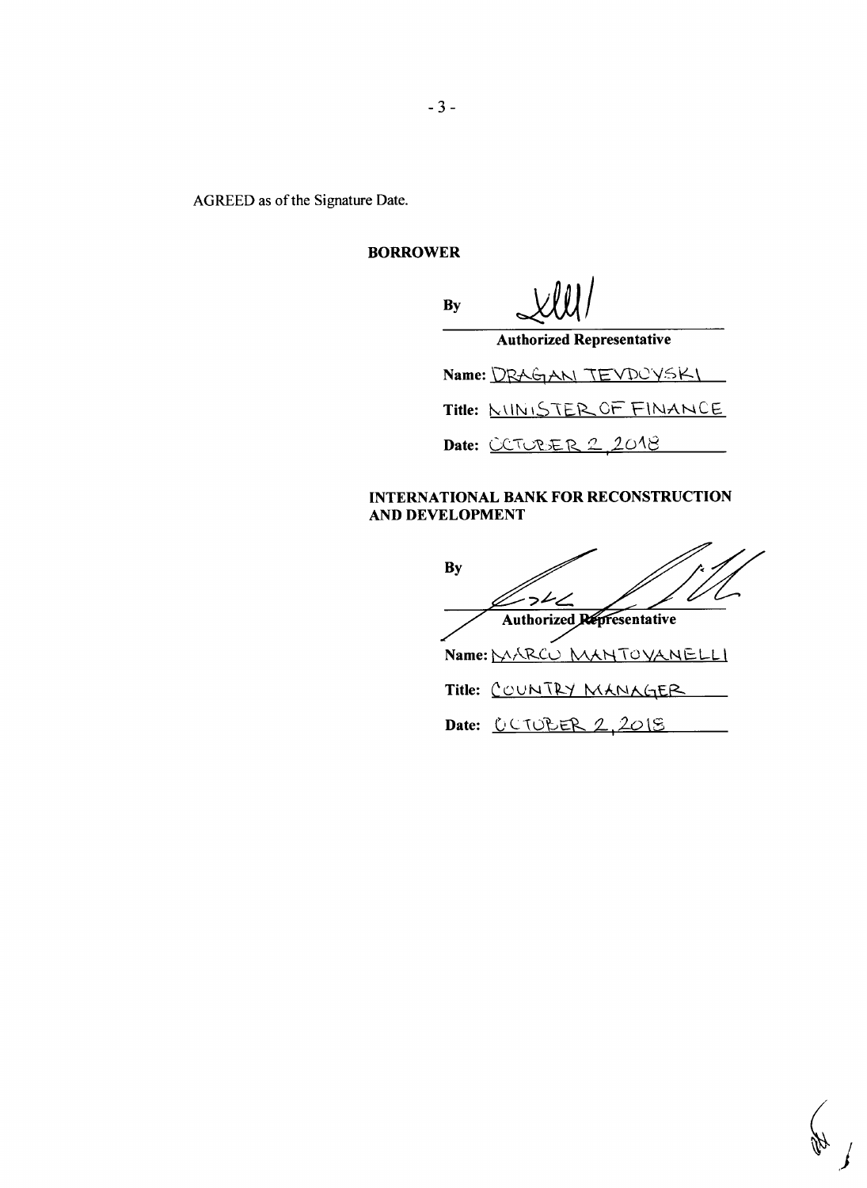AGREED as of the Signature Date.

**BORROWER**

By

**Authorized Representative**

**Name:** DRAGAN TEVDOVSKI

**Title:** MINISTER OF FINANCE

**Date:** OCTOBER 2, 2018

**INTERNATIONAL BANK FOR RECONSTRUCTION AND DEVELOPMENT**

By

**Authorized Representative**

**Name:** MARCO MANTOVANELLI

**Title:** COUNTRY MANAGER

**Date:** OCTOBER 2, 2018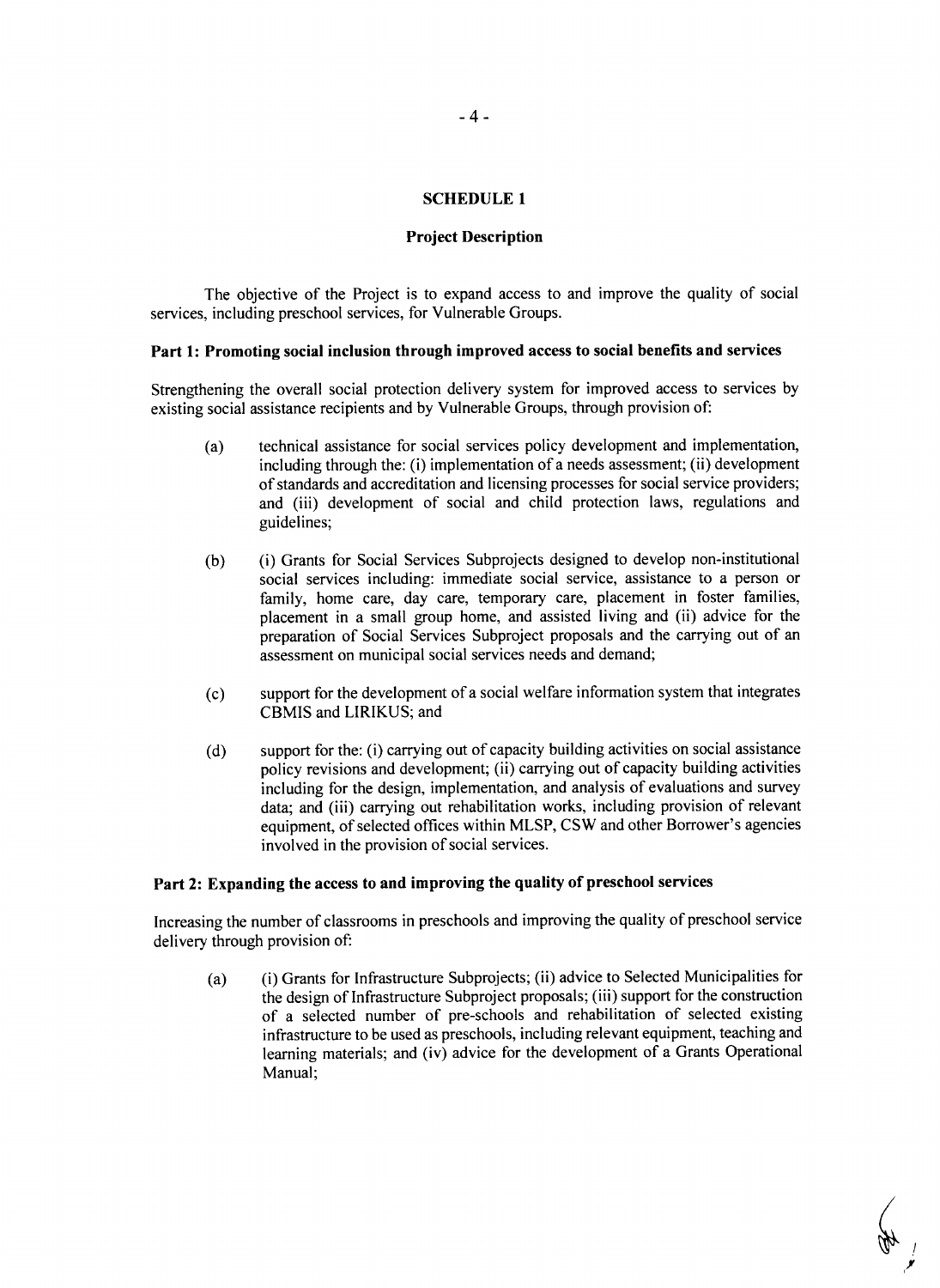## SCHEDULE 1

### Project Description

The objective of the Project is to expand access to and improve the quality of social services, including preschool services, for Vulnerable Groups.

**Part 1: Promoting social inclusion through improved access to social benefits and services**

Strengthening the overall social protection delivery system for improved access to services by existing social assistance recipients and by Vulnerable Groups, through provision of:

(a) technical assistance for social services policy development and implementation, including through the: (i) implementation of a needs assessment; (ii) development of standards and accreditation and licensing processes for social service providers; and (iii) development of social and child protection laws, regulations and guidelines;

(b) (i) Grants for Social Services Subprojects designed to develop non-institutional social services including: immediate social service, assistance to a person or family, home care, day care, temporary care, placement in foster families, placement in a small group home, and assisted living and (ii) advice for the preparation of Social Services Subproject proposals and the carrying out of an assessment on municipal social services needs and demand;

(c) support for the development of a social welfare information system that integrates CBMIS and LIRIKUS; and

(d) support for the: (i) carrying out of capacity building activities on social assistance policy revisions and development; (ii) carrying out of capacity building activities including for the design, implementation, and analysis of evaluations and survey data; and (iii) carrying out rehabilitation works, including provision of relevant equipment, of selected offices within MLSP, CSW and other Borrower's agencies involved in the provision of social services.

**Part 2: Expanding the access to and improving the quality of preschool services**

Increasing the number of classrooms in preschools and improving the quality of preschool service delivery through provision of:

(a) (i) Grants for Infrastructure Subprojects; (ii) advice to Selected Municipalities for the design of Infrastructure Subproject proposals; (iii) support for the construction of a selected number of pre-schools and rehabilitation of selected existing infrastructure to be used as preschools, including relevant equipment, teaching and learning materials; and (iv) advice for the development of a Grants Operational Manual;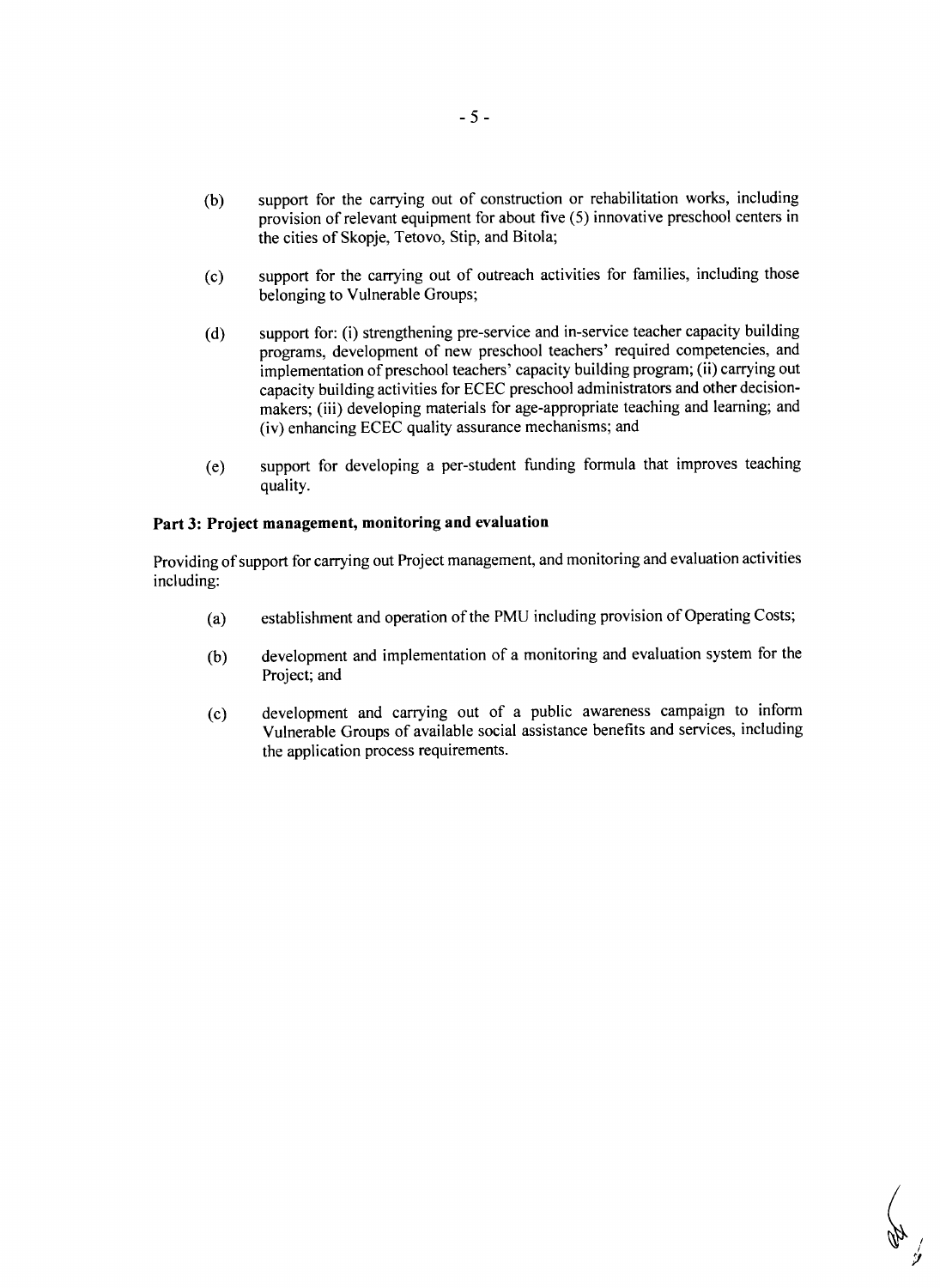(b) support for the carrying out of construction or rehabilitation works, including provision of relevant equipment for about five (5) innovative preschool centers in the cities of Skopje, Tetovo, Stip, and Bitola;

(c) support for the carrying out of outreach activities for families, including those belonging to Vulnerable Groups;

(d) support for: (i) strengthening pre-service and in-service teacher capacity building programs, development of new preschool teachers' required competencies, and implementation of preschool teachers' capacity building program; (ii) carrying out capacity building activities for ECEC preschool administrators and other decision-makers; (iii) developing materials for age-appropriate teaching and learning; and (iv) enhancing ECEC quality assurance mechanisms; and

(e) support for developing a per-student funding formula that improves teaching quality.

**Part 3: Project management, monitoring and evaluation**

Providing of support for carrying out Project management, and monitoring and evaluation activities including:

(a) establishment and operation of the PMU including provision of Operating Costs;

(b) development and implementation of a monitoring and evaluation system for the Project; and

(c) development and carrying out of a public awareness campaign to inform Vulnerable Groups of available social assistance benefits and services, including the application process requirements.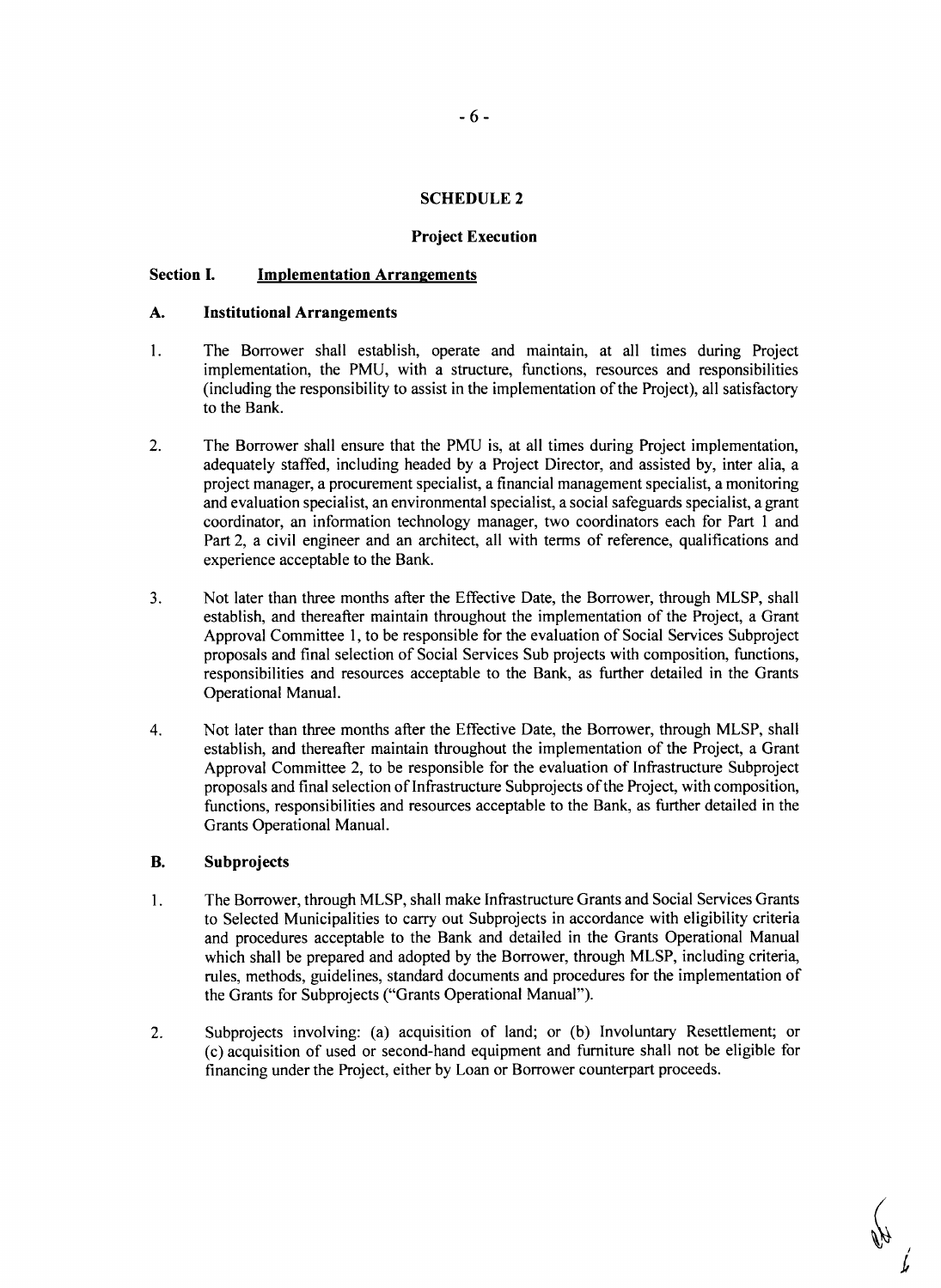## SCHEDULE 2

### Project Execution

### Section I. Implementation Arrangements

#### A. Institutional Arrangements

1. The Borrower shall establish, operate and maintain, at all times during Project implementation, the PMU, with a structure, functions, resources and responsibilities (including the responsibility to assist in the implementation of the Project), all satisfactory to the Bank.

2. The Borrower shall ensure that the PMU is, at all times during Project implementation, adequately staffed, including headed by a Project Director, and assisted by, inter alia, a project manager, a procurement specialist, a financial management specialist, a monitoring and evaluation specialist, an environmental specialist, a social safeguards specialist, a grant coordinator, an information technology manager, two coordinators each for Part 1 and Part 2, a civil engineer and an architect, all with terms of reference, qualifications and experience acceptable to the Bank.

3. Not later than three months after the Effective Date, the Borrower, through MLSP, shall establish, and thereafter maintain throughout the implementation of the Project, a Grant Approval Committee 1, to be responsible for the evaluation of Social Services Subproject proposals and final selection of Social Services Sub projects with composition, functions, responsibilities and resources acceptable to the Bank, as further detailed in the Grants Operational Manual.

4. Not later than three months after the Effective Date, the Borrower, through MLSP, shall establish, and thereafter maintain throughout the implementation of the Project, a Grant Approval Committee 2, to be responsible for the evaluation of Infrastructure Subproject proposals and final selection of Infrastructure Subprojects of the Project, with composition, functions, responsibilities and resources acceptable to the Bank, as further detailed in the Grants Operational Manual.

#### B. Subprojects

1. The Borrower, through MLSP, shall make Infrastructure Grants and Social Services Grants to Selected Municipalities to carry out Subprojects in accordance with eligibility criteria and procedures acceptable to the Bank and detailed in the Grants Operational Manual which shall be prepared and adopted by the Borrower, through MLSP, including criteria, rules, methods, guidelines, standard documents and procedures for the implementation of the Grants for Subprojects ("Grants Operational Manual").

2. Subprojects involving: (a) acquisition of land; or (b) Involuntary Resettlement; or (c) acquisition of used or second-hand equipment and furniture shall not be eligible for financing under the Project, either by Loan or Borrower counterpart proceeds.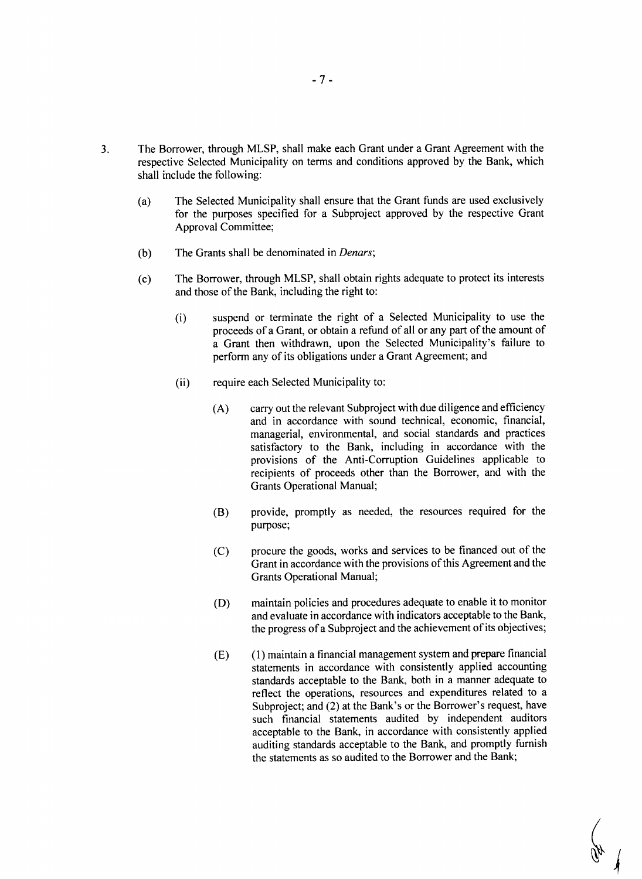3. The Borrower, through MLSP, shall make each Grant under a Grant Agreement with the respective Selected Municipality on terms and conditions approved by the Bank, which shall include the following:

   (a) The Selected Municipality shall ensure that the Grant funds are used exclusively for the purposes specified for a Subproject approved by the respective Grant Approval Committee;

   (b) The Grants shall be denominated in *Denars*;

   (c) The Borrower, through MLSP, shall obtain rights adequate to protect its interests and those of the Bank, including the right to:

      (i) suspend or terminate the right of a Selected Municipality to use the proceeds of a Grant, or obtain a refund of all or any part of the amount of a Grant then withdrawn, upon the Selected Municipality's failure to perform any of its obligations under a Grant Agreement; and

      (ii) require each Selected Municipality to:

         (A) carry out the relevant Subproject with due diligence and efficiency and in accordance with sound technical, economic, financial, managerial, environmental, and social standards and practices satisfactory to the Bank, including in accordance with the provisions of the Anti-Corruption Guidelines applicable to recipients of proceeds other than the Borrower, and with the Grants Operational Manual;

         (B) provide, promptly as needed, the resources required for the purpose;

         (C) procure the goods, works and services to be financed out of the Grant in accordance with the provisions of this Agreement and the Grants Operational Manual;

         (D) maintain policies and procedures adequate to enable it to monitor and evaluate in accordance with indicators acceptable to the Bank, the progress of a Subproject and the achievement of its objectives;

         (E) (1) maintain a financial management system and prepare financial statements in accordance with consistently applied accounting standards acceptable to the Bank, both in a manner adequate to reflect the operations, resources and expenditures related to a Subproject; and (2) at the Bank's or the Borrower's request, have such financial statements audited by independent auditors acceptable to the Bank, in accordance with consistently applied auditing standards acceptable to the Bank, and promptly furnish the statements as so audited to the Borrower and the Bank;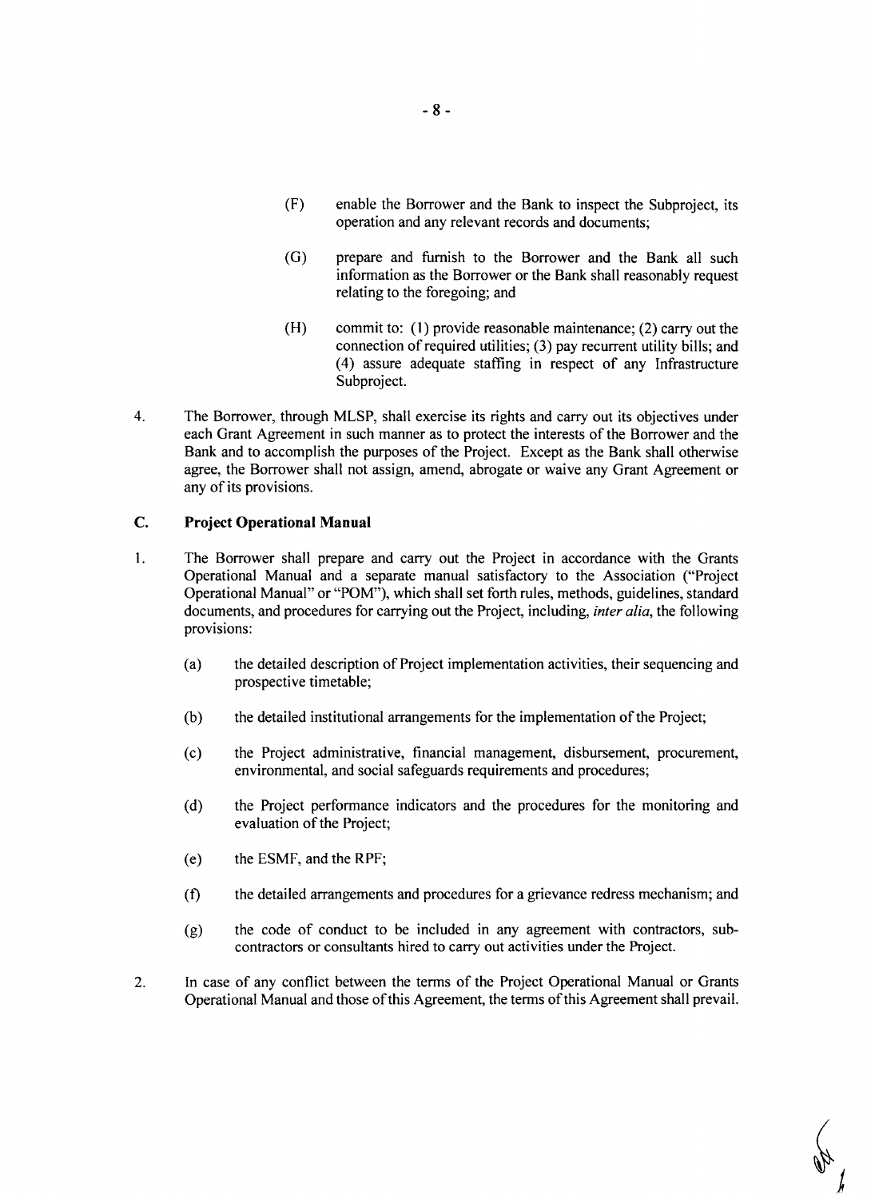(F) enable the Borrower and the Bank to inspect the Subproject, its operation and any relevant records and documents;

(G) prepare and furnish to the Borrower and the Bank all such information as the Borrower or the Bank shall reasonably request relating to the foregoing; and

(H) commit to: (1) provide reasonable maintenance; (2) carry out the connection of required utilities; (3) pay recurrent utility bills; and (4) assure adequate staffing in respect of any Infrastructure Subproject.

4. The Borrower, through MLSP, shall exercise its rights and carry out its objectives under each Grant Agreement in such manner as to protect the interests of the Borrower and the Bank and to accomplish the purposes of the Project. Except as the Bank shall otherwise agree, the Borrower shall not assign, amend, abrogate or waive any Grant Agreement or any of its provisions.

## C. Project Operational Manual

1. The Borrower shall prepare and carry out the Project in accordance with the Grants Operational Manual and a separate manual satisfactory to the Association ("Project Operational Manual" or "POM"), which shall set forth rules, methods, guidelines, standard documents, and procedures for carrying out the Project, including, *inter alia*, the following provisions:

   (a) the detailed description of Project implementation activities, their sequencing and prospective timetable;

   (b) the detailed institutional arrangements for the implementation of the Project;

   (c) the Project administrative, financial management, disbursement, procurement, environmental, and social safeguards requirements and procedures;

   (d) the Project performance indicators and the procedures for the monitoring and evaluation of the Project;

   (e) the ESMF, and the RPF;

   (f) the detailed arrangements and procedures for a grievance redress mechanism; and

   (g) the code of conduct to be included in any agreement with contractors, sub-contractors or consultants hired to carry out activities under the Project.

2. In case of any conflict between the terms of the Project Operational Manual or Grants Operational Manual and those of this Agreement, the terms of this Agreement shall prevail.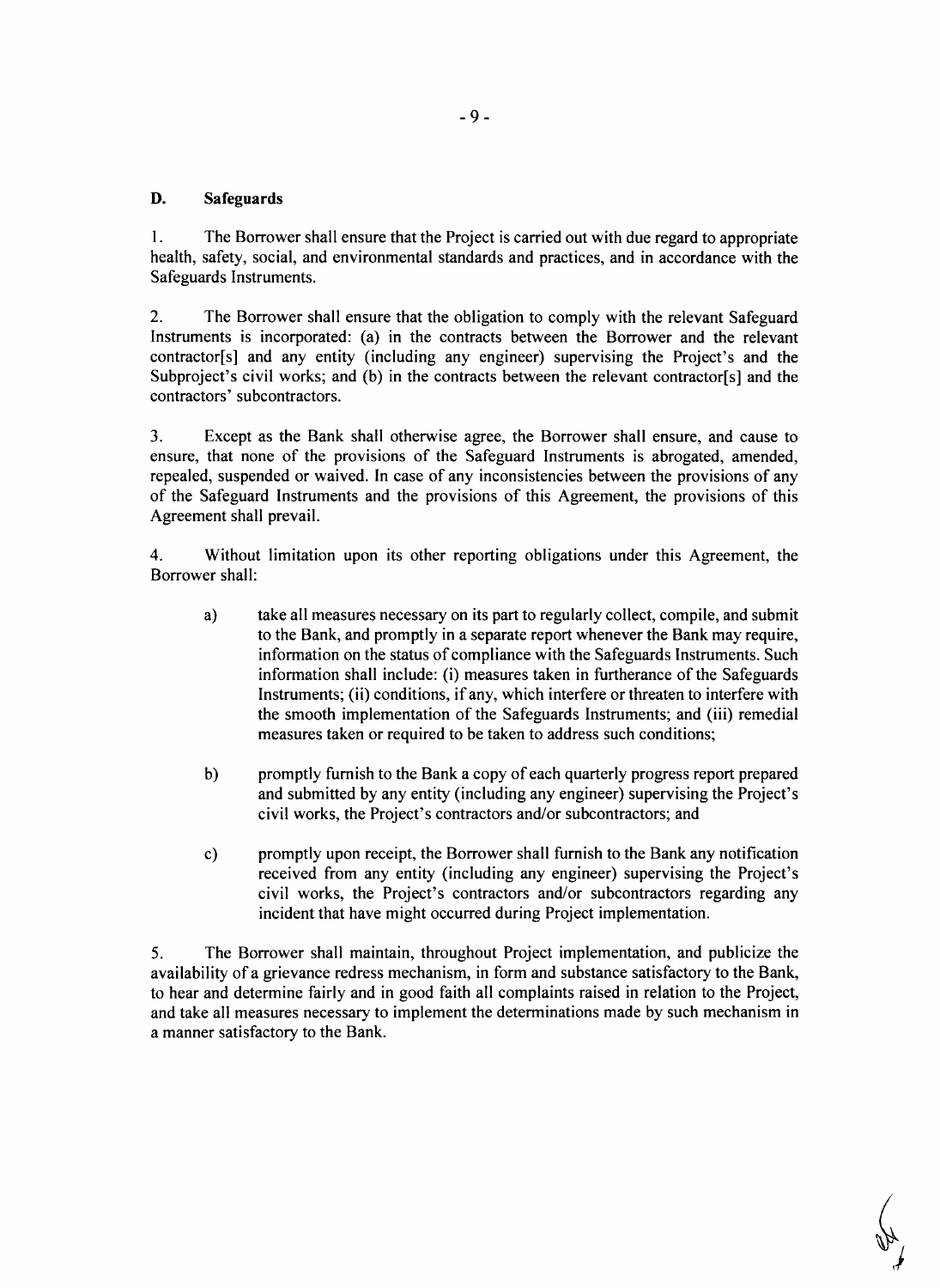### D. Safeguards

1. The Borrower shall ensure that the Project is carried out with due regard to appropriate health, safety, social, and environmental standards and practices, and in accordance with the Safeguards Instruments.

2. The Borrower shall ensure that the obligation to comply with the relevant Safeguard Instruments is incorporated: (a) in the contracts between the Borrower and the relevant contractor[s] and any entity (including any engineer) supervising the Project's and the Subproject's civil works; and (b) in the contracts between the relevant contractor[s] and the contractors' subcontractors.

3. Except as the Bank shall otherwise agree, the Borrower shall ensure, and cause to ensure, that none of the provisions of the Safeguard Instruments is abrogated, amended, repealed, suspended or waived. In case of any inconsistencies between the provisions of any of the Safeguard Instruments and the provisions of this Agreement, the provisions of this Agreement shall prevail.

4. Without limitation upon its other reporting obligations under this Agreement, the Borrower shall:

   a) take all measures necessary on its part to regularly collect, compile, and submit to the Bank, and promptly in a separate report whenever the Bank may require, information on the status of compliance with the Safeguards Instruments. Such information shall include: (i) measures taken in furtherance of the Safeguards Instruments; (ii) conditions, if any, which interfere or threaten to interfere with the smooth implementation of the Safeguards Instruments; and (iii) remedial measures taken or required to be taken to address such conditions;

   b) promptly furnish to the Bank a copy of each quarterly progress report prepared and submitted by any entity (including any engineer) supervising the Project's civil works, the Project's contractors and/or subcontractors; and

   c) promptly upon receipt, the Borrower shall furnish to the Bank any notification received from any entity (including any engineer) supervising the Project's civil works, the Project's contractors and/or subcontractors regarding any incident that have might occurred during Project implementation.

5. The Borrower shall maintain, throughout Project implementation, and publicize the availability of a grievance redress mechanism, in form and substance satisfactory to the Bank, to hear and determine fairly and in good faith all complaints raised in relation to the Project, and take all measures necessary to implement the determinations made by such mechanism in a manner satisfactory to the Bank.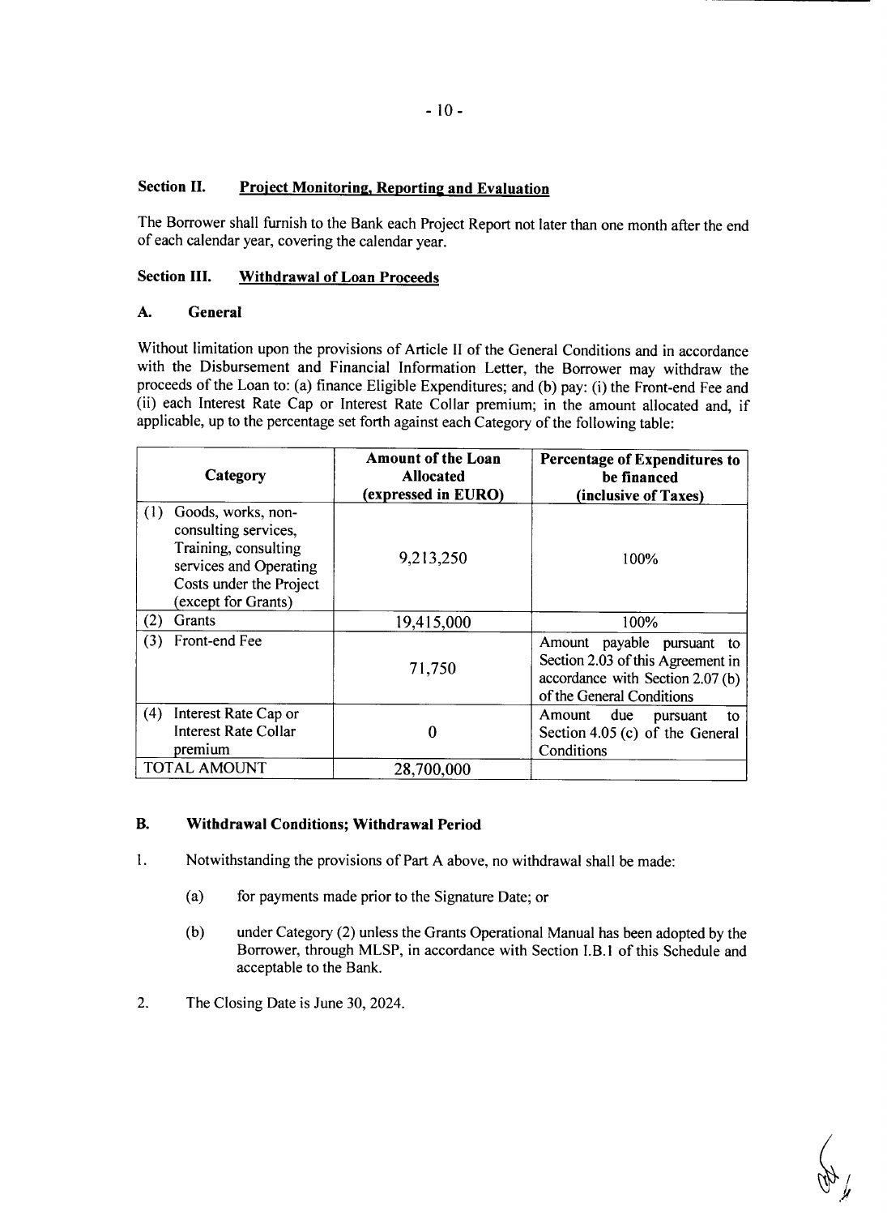## Section II. Project Monitoring, Reporting and Evaluation

The Borrower shall furnish to the Bank each Project Report not later than one month after the end of each calendar year, covering the calendar year.

## Section III. Withdrawal of Loan Proceeds

### A. General

Without limitation upon the provisions of Article II of the General Conditions and in accordance with the Disbursement and Financial Information Letter, the Borrower may withdraw the proceeds of the Loan to: (a) finance Eligible Expenditures; and (b) pay: (i) the Front-end Fee and (ii) each Interest Rate Cap or Interest Rate Collar premium; in the amount allocated and, if applicable, up to the percentage set forth against each Category of the following table:

| Category | Amount of the Loan Allocated (expressed in EURO) | Percentage of Expenditures to be financed (inclusive of Taxes) |
|---|---|---|
| (1) Goods, works, non-consulting services, Training, consulting services and Operating Costs under the Project (except for Grants) | 9,213,250 | 100% |
| (2) Grants | 19,415,000 | 100% |
| (3) Front-end Fee | 71,750 | Amount payable pursuant to Section 2.03 of this Agreement in accordance with Section 2.07 (b) of the General Conditions |
| (4) Interest Rate Cap or Interest Rate Collar premium | 0 | Amount due pursuant to Section 4.05 (c) of the General Conditions |
| TOTAL AMOUNT | 28,700,000 | |

### B. Withdrawal Conditions; Withdrawal Period

1. Notwithstanding the provisions of Part A above, no withdrawal shall be made:

    (a) for payments made prior to the Signature Date; or

    (b) under Category (2) unless the Grants Operational Manual has been adopted by the Borrower, through MLSP, in accordance with Section I.B.1 of this Schedule and acceptable to the Bank.

2. The Closing Date is June 30, 2024.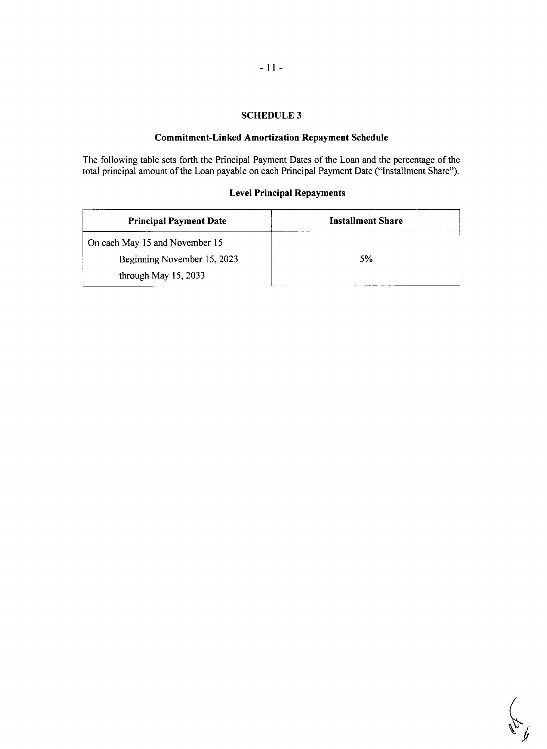## SCHEDULE 3

### Commitment-Linked Amortization Repayment Schedule

The following table sets forth the Principal Payment Dates of the Loan and the percentage of the total principal amount of the Loan payable on each Principal Payment Date ("Installment Share").

### Level Principal Repayments

| Principal Payment Date | Installment Share |
|---|---|
| On each May 15 and November 15<br>Beginning November 15, 2023<br>through May 15, 2033 | 5% |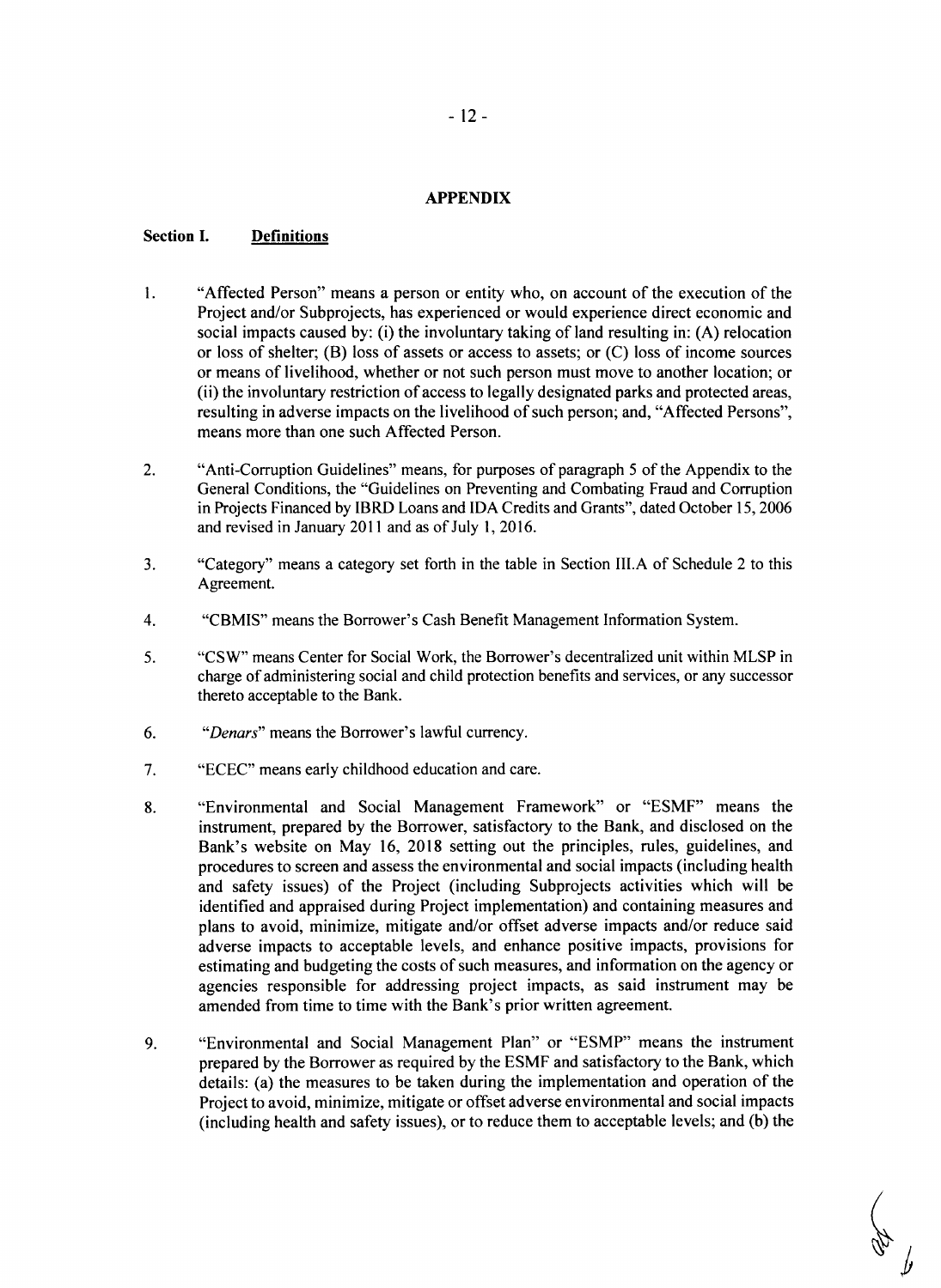## APPENDIX

### Section I. Definitions

1. "Affected Person" means a person or entity who, on account of the execution of the Project and/or Subprojects, has experienced or would experience direct economic and social impacts caused by: (i) the involuntary taking of land resulting in: (A) relocation or loss of shelter; (B) loss of assets or access to assets; or (C) loss of income sources or means of livelihood, whether or not such person must move to another location; or (ii) the involuntary restriction of access to legally designated parks and protected areas, resulting in adverse impacts on the livelihood of such person; and, "Affected Persons", means more than one such Affected Person.

2. "Anti-Corruption Guidelines" means, for purposes of paragraph 5 of the Appendix to the General Conditions, the "Guidelines on Preventing and Combating Fraud and Corruption in Projects Financed by IBRD Loans and IDA Credits and Grants", dated October 15, 2006 and revised in January 2011 and as of July 1, 2016.

3. "Category" means a category set forth in the table in Section III.A of Schedule 2 to this Agreement.

4. "CBMIS" means the Borrower's Cash Benefit Management Information System.

5. "CSW" means Center for Social Work, the Borrower's decentralized unit within MLSP in charge of administering social and child protection benefits and services, or any successor thereto acceptable to the Bank.

6. "*Denars*" means the Borrower's lawful currency.

7. "ECEC" means early childhood education and care.

8. "Environmental and Social Management Framework" or "ESMF" means the instrument, prepared by the Borrower, satisfactory to the Bank, and disclosed on the Bank's website on May 16, 2018 setting out the principles, rules, guidelines, and procedures to screen and assess the environmental and social impacts (including health and safety issues) of the Project (including Subprojects activities which will be identified and appraised during Project implementation) and containing measures and plans to avoid, minimize, mitigate and/or offset adverse impacts and/or reduce said adverse impacts to acceptable levels, and enhance positive impacts, provisions for estimating and budgeting the costs of such measures, and information on the agency or agencies responsible for addressing project impacts, as said instrument may be amended from time to time with the Bank's prior written agreement.

9. "Environmental and Social Management Plan" or "ESMP" means the instrument prepared by the Borrower as required by the ESMF and satisfactory to the Bank, which details: (a) the measures to be taken during the implementation and operation of the Project to avoid, minimize, mitigate or offset adverse environmental and social impacts (including health and safety issues), or to reduce them to acceptable levels; and (b) the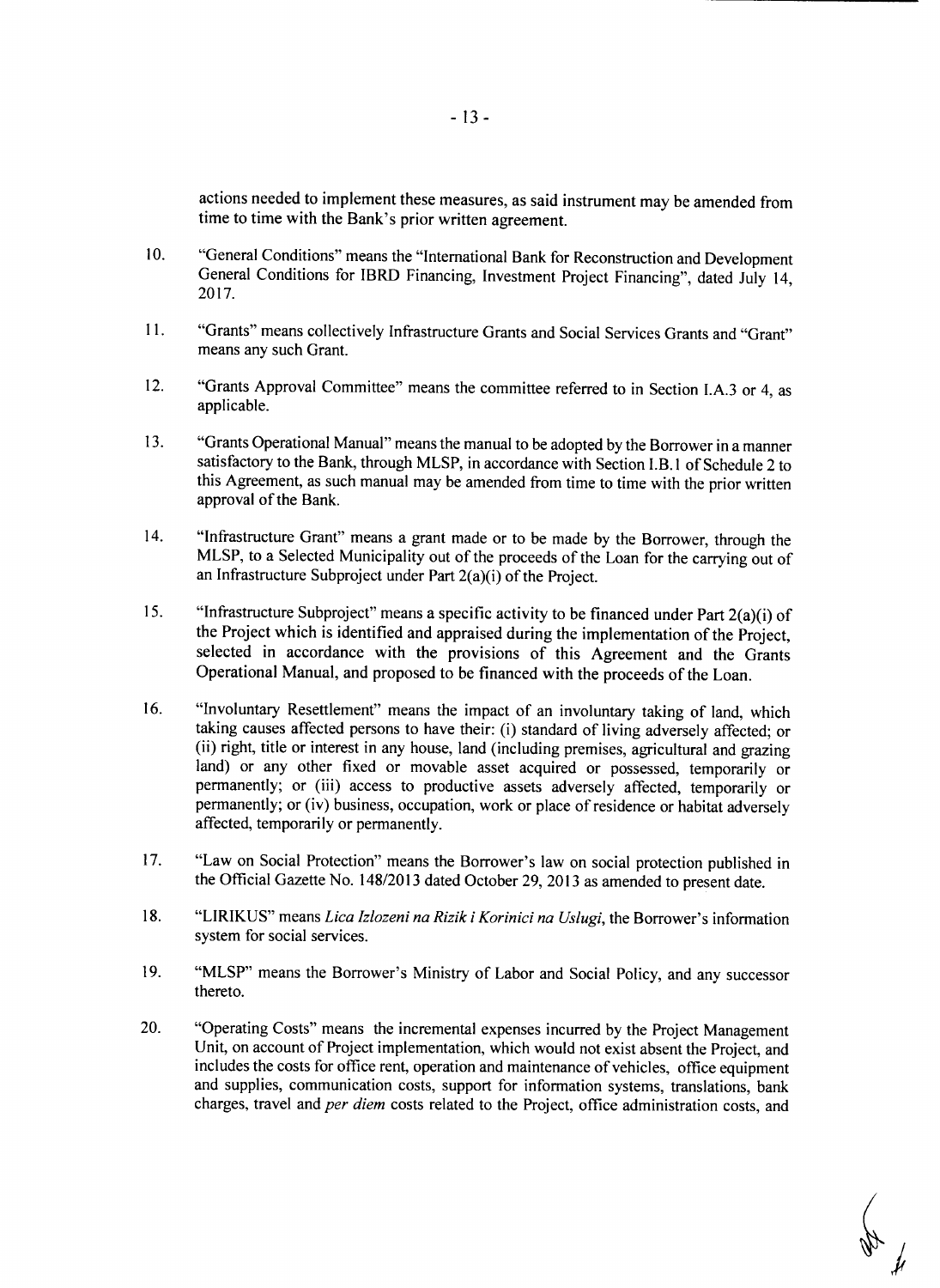actions needed to implement these measures, as said instrument may be amended from time to time with the Bank's prior written agreement.

10. "General Conditions" means the "International Bank for Reconstruction and Development General Conditions for IBRD Financing, Investment Project Financing", dated July 14, 2017.

11. "Grants" means collectively Infrastructure Grants and Social Services Grants and "Grant" means any such Grant.

12. "Grants Approval Committee" means the committee referred to in Section I.A.3 or 4, as applicable.

13. "Grants Operational Manual" means the manual to be adopted by the Borrower in a manner satisfactory to the Bank, through MLSP, in accordance with Section I.B.1 of Schedule 2 to this Agreement, as such manual may be amended from time to time with the prior written approval of the Bank.

14. "Infrastructure Grant" means a grant made or to be made by the Borrower, through the MLSP, to a Selected Municipality out of the proceeds of the Loan for the carrying out of an Infrastructure Subproject under Part 2(a)(i) of the Project.

15. "Infrastructure Subproject" means a specific activity to be financed under Part 2(a)(i) of the Project which is identified and appraised during the implementation of the Project, selected in accordance with the provisions of this Agreement and the Grants Operational Manual, and proposed to be financed with the proceeds of the Loan.

16. "Involuntary Resettlement" means the impact of an involuntary taking of land, which taking causes affected persons to have their: (i) standard of living adversely affected; or (ii) right, title or interest in any house, land (including premises, agricultural and grazing land) or any other fixed or movable asset acquired or possessed, temporarily or permanently; or (iii) access to productive assets adversely affected, temporarily or permanently; or (iv) business, occupation, work or place of residence or habitat adversely affected, temporarily or permanently.

17. "Law on Social Protection" means the Borrower's law on social protection published in the Official Gazette No. 148/2013 dated October 29, 2013 as amended to present date.

18. "LIRIKUS" means *Lica Izlozeni na Rizik i Korinici na Uslugi*, the Borrower's information system for social services.

19. "MLSP" means the Borrower's Ministry of Labor and Social Policy, and any successor thereto.

20. "Operating Costs" means the incremental expenses incurred by the Project Management Unit, on account of Project implementation, which would not exist absent the Project, and includes the costs for office rent, operation and maintenance of vehicles, office equipment and supplies, communication costs, support for information systems, translations, bank charges, travel and *per diem* costs related to the Project, office administration costs, and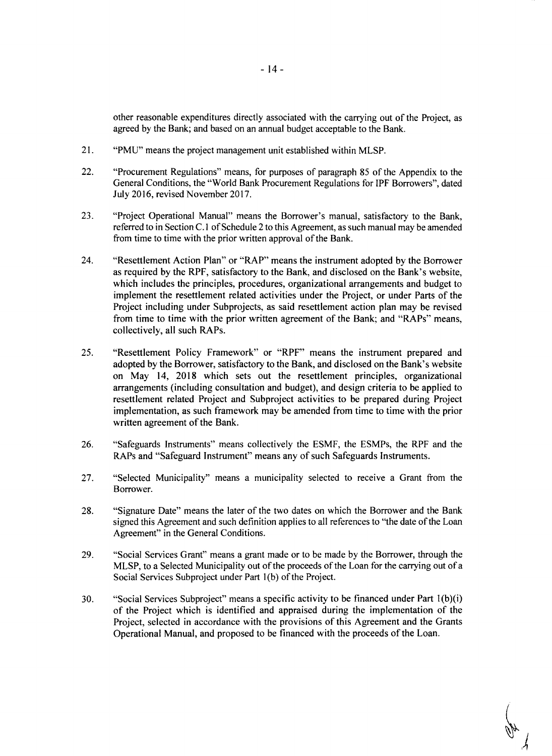other reasonable expenditures directly associated with the carrying out of the Project, as agreed by the Bank; and based on an annual budget acceptable to the Bank.

21. "PMU" means the project management unit established within MLSP.

22. "Procurement Regulations" means, for purposes of paragraph 85 of the Appendix to the General Conditions, the "World Bank Procurement Regulations for IPF Borrowers", dated July 2016, revised November 2017.

23. "Project Operational Manual" means the Borrower's manual, satisfactory to the Bank, referred to in Section C.1 of Schedule 2 to this Agreement, as such manual may be amended from time to time with the prior written approval of the Bank.

24. "Resettlement Action Plan" or "RAP" means the instrument adopted by the Borrower as required by the RPF, satisfactory to the Bank, and disclosed on the Bank's website, which includes the principles, procedures, organizational arrangements and budget to implement the resettlement related activities under the Project, or under Parts of the Project including under Subprojects, as said resettlement action plan may be revised from time to time with the prior written agreement of the Bank; and "RAPs" means, collectively, all such RAPs.

25. "Resettlement Policy Framework" or "RPF" means the instrument prepared and adopted by the Borrower, satisfactory to the Bank, and disclosed on the Bank's website on May 14, 2018 which sets out the resettlement principles, organizational arrangements (including consultation and budget), and design criteria to be applied to resettlement related Project and Subproject activities to be prepared during Project implementation, as such framework may be amended from time to time with the prior written agreement of the Bank.

26. "Safeguards Instruments" means collectively the ESMF, the ESMPs, the RPF and the RAPs and "Safeguard Instrument" means any of such Safeguards Instruments.

27. "Selected Municipality" means a municipality selected to receive a Grant from the Borrower.

28. "Signature Date" means the later of the two dates on which the Borrower and the Bank signed this Agreement and such definition applies to all references to "the date of the Loan Agreement" in the General Conditions.

29. "Social Services Grant" means a grant made or to be made by the Borrower, through the MLSP, to a Selected Municipality out of the proceeds of the Loan for the carrying out of a Social Services Subproject under Part 1(b) of the Project.

30. "Social Services Subproject" means a specific activity to be financed under Part 1(b)(i) of the Project which is identified and appraised during the implementation of the Project, selected in accordance with the provisions of this Agreement and the Grants Operational Manual, and proposed to be financed with the proceeds of the Loan.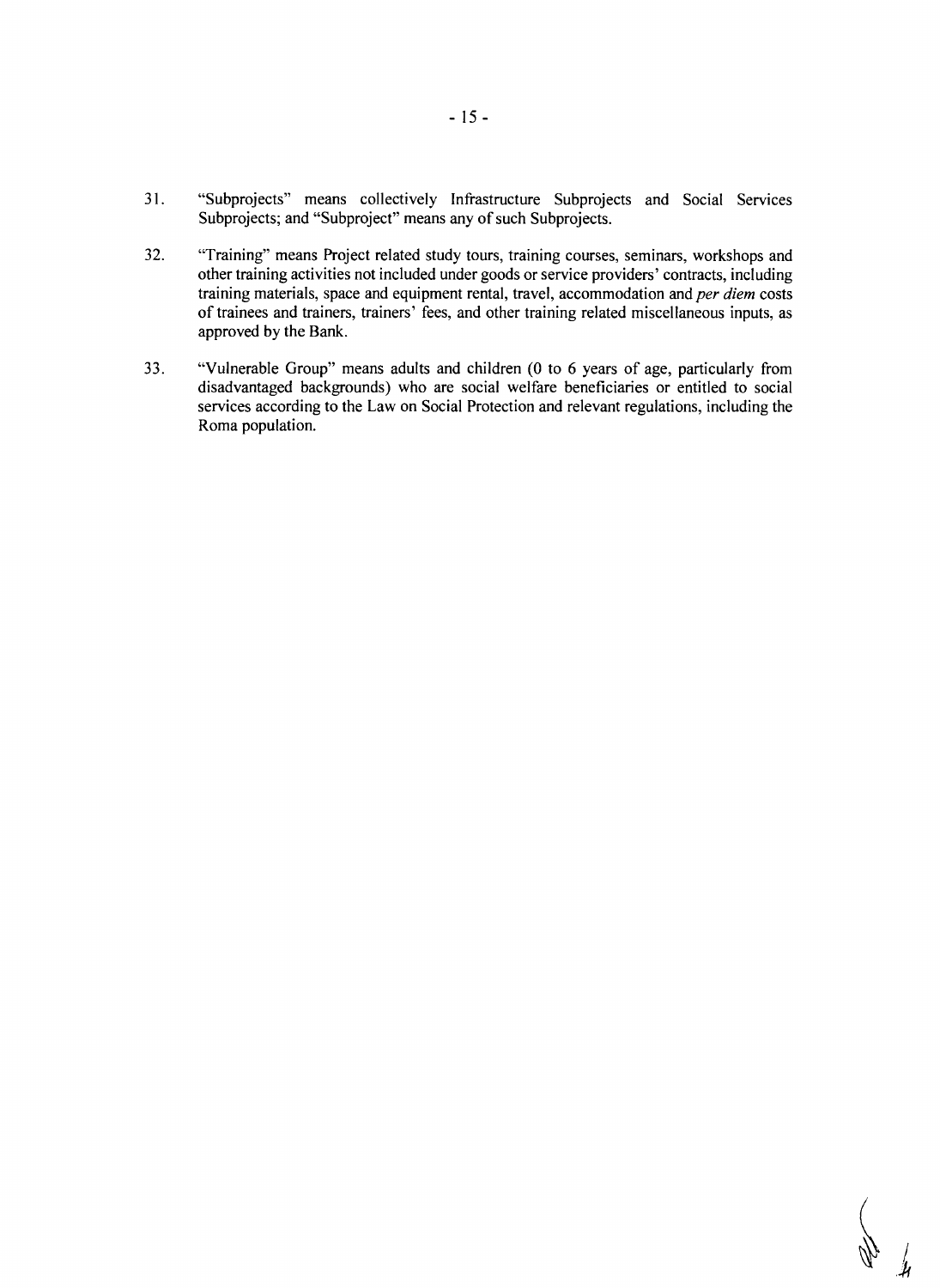31. "Subprojects" means collectively Infrastructure Subprojects and Social Services Subprojects; and "Subproject" means any of such Subprojects.

32. "Training" means Project related study tours, training courses, seminars, workshops and other training activities not included under goods or service providers' contracts, including training materials, space and equipment rental, travel, accommodation and *per diem* costs of trainees and trainers, trainers' fees, and other training related miscellaneous inputs, as approved by the Bank.

33. "Vulnerable Group" means adults and children (0 to 6 years of age, particularly from disadvantaged backgrounds) who are social welfare beneficiaries or entitled to social services according to the Law on Social Protection and relevant regulations, including the Roma population.